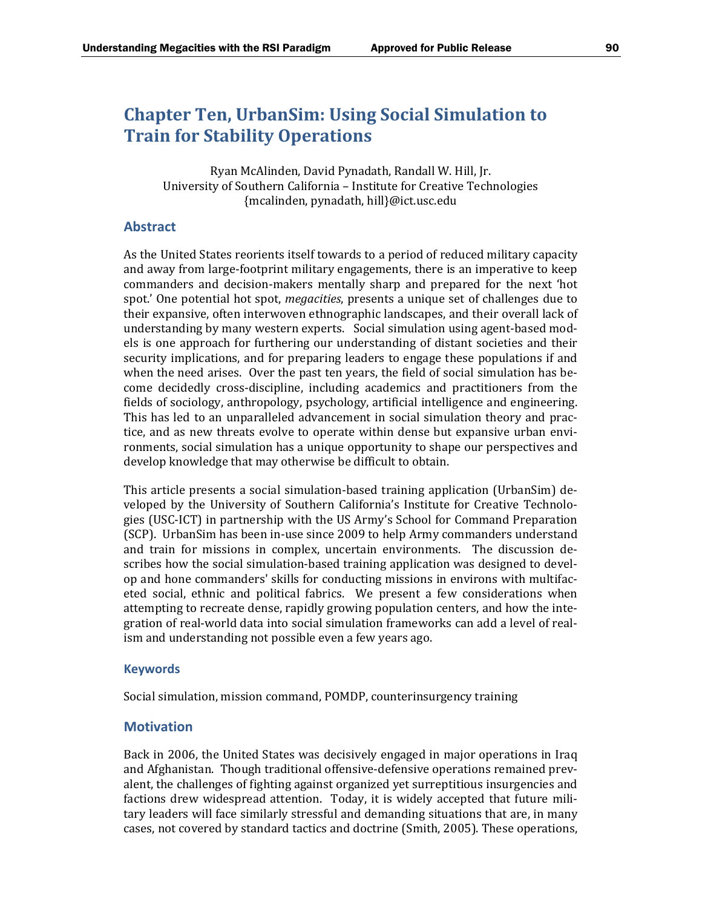# Chapter Ten, UrbanSim: Using Social Simulation to Train for Stability Operations

Ryan McAlinden, David Pynadath, Randall W. Hill, Jr.
University of Southern California – Institute for Creative Technologies
{mcalinden, pynadath, hill}@ict.usc.edu

## Abstract

As the United States reorients itself towards to a period of reduced military capacity and away from large-footprint military engagements, there is an imperative to keep commanders and decision-makers mentally sharp and prepared for the next 'hot spot.' One potential hot spot, *megacities*, presents a unique set of challenges due to their expansive, often interwoven ethnographic landscapes, and their overall lack of understanding by many western experts. Social simulation using agent-based models is one approach for furthering our understanding of distant societies and their security implications, and for preparing leaders to engage these populations if and when the need arises. Over the past ten years, the field of social simulation has become decidedly cross-discipline, including academics and practitioners from the fields of sociology, anthropology, psychology, artificial intelligence and engineering. This has led to an unparalleled advancement in social simulation theory and practice, and as new threats evolve to operate within dense but expansive urban environments, social simulation has a unique opportunity to shape our perspectives and develop knowledge that may otherwise be difficult to obtain.

This article presents a social simulation-based training application (UrbanSim) developed by the University of Southern California's Institute for Creative Technologies (USC-ICT) in partnership with the US Army's School for Command Preparation (SCP). UrbanSim has been in-use since 2009 to help Army commanders understand and train for missions in complex, uncertain environments. The discussion describes how the social simulation-based training application was designed to develop and hone commanders' skills for conducting missions in environs with multifaceted social, ethnic and political fabrics. We present a few considerations when attempting to recreate dense, rapidly growing population centers, and how the integration of real-world data into social simulation frameworks can add a level of realism and understanding not possible even a few years ago.

### Keywords

Social simulation, mission command, POMDP, counterinsurgency training

## Motivation

Back in 2006, the United States was decisively engaged in major operations in Iraq and Afghanistan. Though traditional offensive-defensive operations remained prevalent, the challenges of fighting against organized yet surreptitious insurgencies and factions drew widespread attention. Today, it is widely accepted that future military leaders will face similarly stressful and demanding situations that are, in many cases, not covered by standard tactics and doctrine (Smith, 2005). These operations,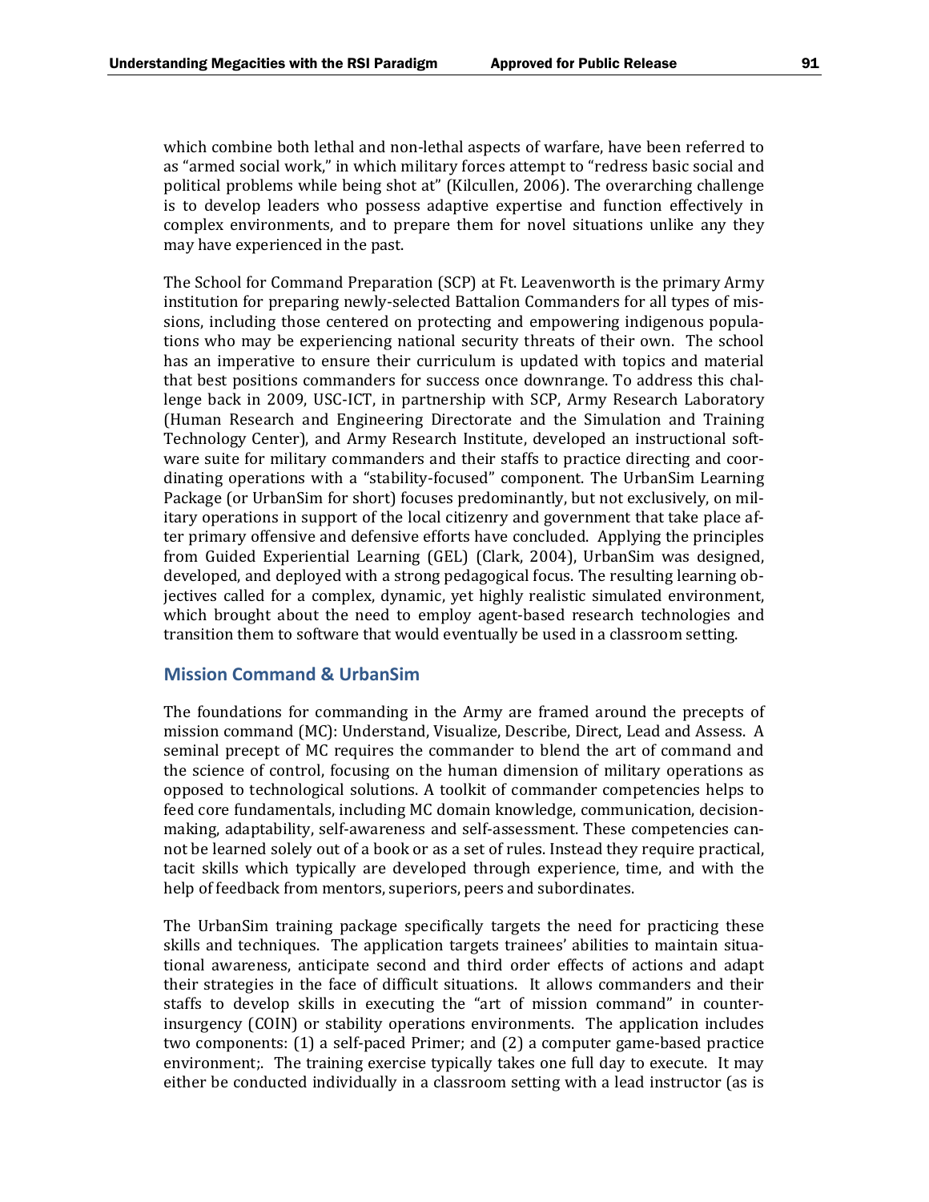which combine both lethal and non-lethal aspects of warfare, have been referred to as "armed social work," in which military forces attempt to "redress basic social and political problems while being shot at" (Kilcullen, 2006). The overarching challenge is to develop leaders who possess adaptive expertise and function effectively in complex environments, and to prepare them for novel situations unlike any they may have experienced in the past.

The School for Command Preparation (SCP) at Ft. Leavenworth is the primary Army institution for preparing newly-selected Battalion Commanders for all types of missions, including those centered on protecting and empowering indigenous populations who may be experiencing national security threats of their own. The school has an imperative to ensure their curriculum is updated with topics and material that best positions commanders for success once downrange. To address this challenge back in 2009, USC-ICT, in partnership with SCP, Army Research Laboratory (Human Research and Engineering Directorate and the Simulation and Training Technology Center), and Army Research Institute, developed an instructional software suite for military commanders and their staffs to practice directing and coordinating operations with a "stability-focused" component. The UrbanSim Learning Package (or UrbanSim for short) focuses predominantly, but not exclusively, on military operations in support of the local citizenry and government that take place after primary offensive and defensive efforts have concluded. Applying the principles from Guided Experiential Learning (GEL) (Clark, 2004), UrbanSim was designed, developed, and deployed with a strong pedagogical focus. The resulting learning objectives called for a complex, dynamic, yet highly realistic simulated environment, which brought about the need to employ agent-based research technologies and transition them to software that would eventually be used in a classroom setting.

## Mission Command & UrbanSim

The foundations for commanding in the Army are framed around the precepts of mission command (MC): Understand, Visualize, Describe, Direct, Lead and Assess. A seminal precept of MC requires the commander to blend the art of command and the science of control, focusing on the human dimension of military operations as opposed to technological solutions. A toolkit of commander competencies helps to feed core fundamentals, including MC domain knowledge, communication, decision-making, adaptability, self-awareness and self-assessment. These competencies cannot be learned solely out of a book or as a set of rules. Instead they require practical, tacit skills which typically are developed through experience, time, and with the help of feedback from mentors, superiors, peers and subordinates.

The UrbanSim training package specifically targets the need for practicing these skills and techniques. The application targets trainees' abilities to maintain situational awareness, anticipate second and third order effects of actions and adapt their strategies in the face of difficult situations. It allows commanders and their staffs to develop skills in executing the "art of mission command" in counter-insurgency (COIN) or stability operations environments. The application includes two components: (1) a self-paced Primer; and (2) a computer game-based practice environment;. The training exercise typically takes one full day to execute. It may either be conducted individually in a classroom setting with a lead instructor (as is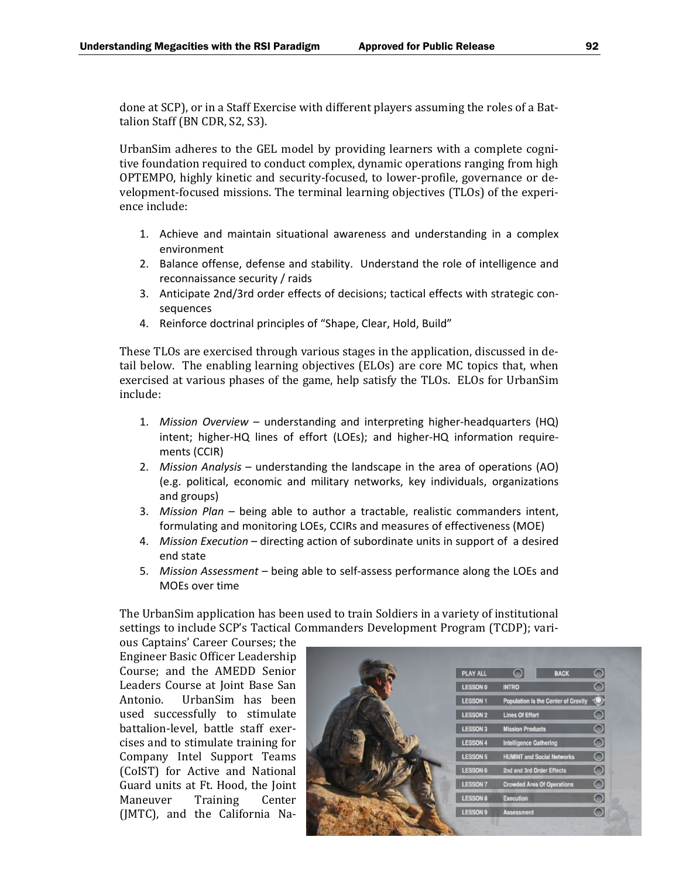done at SCP), or in a Staff Exercise with different players assuming the roles of a Battalion Staff (BN CDR, S2, S3).

UrbanSim adheres to the GEL model by providing learners with a complete cognitive foundation required to conduct complex, dynamic operations ranging from high OPTEMPO, highly kinetic and security-focused, to lower-profile, governance or development-focused missions. The terminal learning objectives (TLOs) of the experience include:

1. Achieve and maintain situational awareness and understanding in a complex environment
2. Balance offense, defense and stability. Understand the role of intelligence and reconnaissance security / raids
3. Anticipate 2nd/3rd order effects of decisions; tactical effects with strategic consequences
4. Reinforce doctrinal principles of "Shape, Clear, Hold, Build"

These TLOs are exercised through various stages in the application, discussed in detail below. The enabling learning objectives (ELOs) are core MC topics that, when exercised at various phases of the game, help satisfy the TLOs. ELOs for UrbanSim include:

1. *Mission Overview* – understanding and interpreting higher-headquarters (HQ) intent; higher-HQ lines of effort (LOEs); and higher-HQ information requirements (CCIR)
2. *Mission Analysis* – understanding the landscape in the area of operations (AO) (e.g. political, economic and military networks, key individuals, organizations and groups)
3. *Mission Plan* – being able to author a tractable, realistic commanders intent, formulating and monitoring LOEs, CCIRs and measures of effectiveness (MOE)
4. *Mission Execution* – directing action of subordinate units in support of a desired end state
5. *Mission Assessment* – being able to self-assess performance along the LOEs and MOEs over time

The UrbanSim application has been used to train Soldiers in a variety of institutional settings to include SCP's Tactical Commanders Development Program (TCDP); various Captains' Career Courses; the Engineer Basic Officer Leadership Course; and the AMEDD Senior Leaders Course at Joint Base San Antonio. UrbanSim has been used successfully to stimulate battalion-level, battle staff exercises and to stimulate training for Company Intel Support Teams (CoIST) for Active and National Guard units at Ft. Hood, the Joint Maneuver Training Center (JMTC), and the California Na-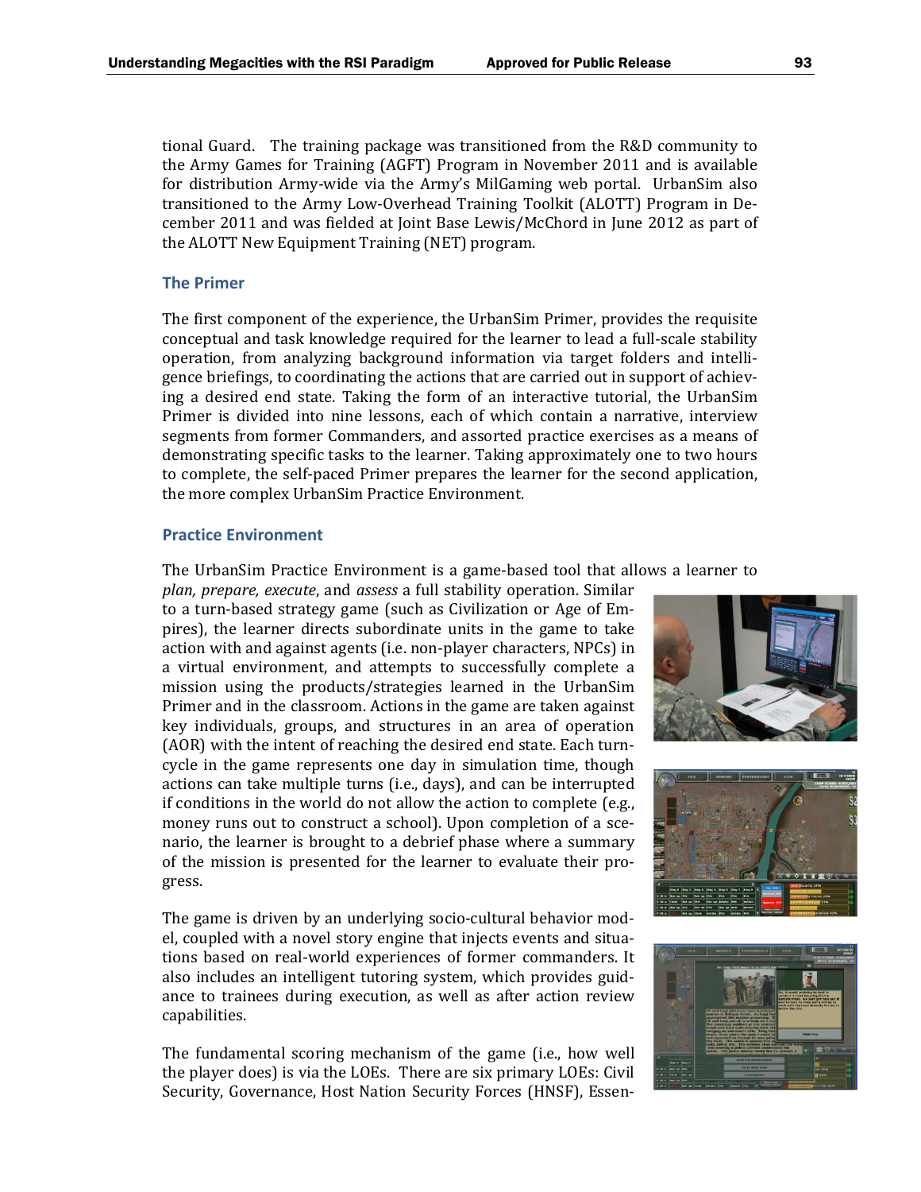tional Guard. The training package was transitioned from the R&D community to the Army Games for Training (AGFT) Program in November 2011 and is available for distribution Army-wide via the Army's MilGaming web portal. UrbanSim also transitioned to the Army Low-Overhead Training Toolkit (ALOTT) Program in December 2011 and was fielded at Joint Base Lewis/McChord in June 2012 as part of the ALOTT New Equipment Training (NET) program.

### The Primer

The first component of the experience, the UrbanSim Primer, provides the requisite conceptual and task knowledge required for the learner to lead a full-scale stability operation, from analyzing background information via target folders and intelligence briefings, to coordinating the actions that are carried out in support of achieving a desired end state. Taking the form of an interactive tutorial, the UrbanSim Primer is divided into nine lessons, each of which contain a narrative, interview segments from former Commanders, and assorted practice exercises as a means of demonstrating specific tasks to the learner. Taking approximately one to two hours to complete, the self-paced Primer prepares the learner for the second application, the more complex UrbanSim Practice Environment.

### Practice Environment

The UrbanSim Practice Environment is a game-based tool that allows a learner to *plan, prepare, execute*, and *assess* a full stability operation. Similar to a turn-based strategy game (such as Civilization or Age of Empires), the learner directs subordinate units in the game to take action with and against agents (i.e. non-player characters, NPCs) in a virtual environment, and attempts to successfully complete a mission using the products/strategies learned in the UrbanSim Primer and in the classroom. Actions in the game are taken against key individuals, groups, and structures in an area of operation (AOR) with the intent of reaching the desired end state. Each turn-cycle in the game represents one day in simulation time, though actions can take multiple turns (i.e., days), and can be interrupted if conditions in the world do not allow the action to complete (e.g., money runs out to construct a school). Upon completion of a scenario, the learner is brought to a debrief phase where a summary of the mission is presented for the learner to evaluate their progress.

The game is driven by an underlying socio-cultural behavior model, coupled with a novel story engine that injects events and situations based on real-world experiences of former commanders. It also includes an intelligent tutoring system, which provides guidance to trainees during execution, as well as after action review capabilities.

The fundamental scoring mechanism of the game (i.e., how well the player does) is via the LOEs. There are six primary LOEs: Civil Security, Governance, Host Nation Security Forces (HNSF), Essen-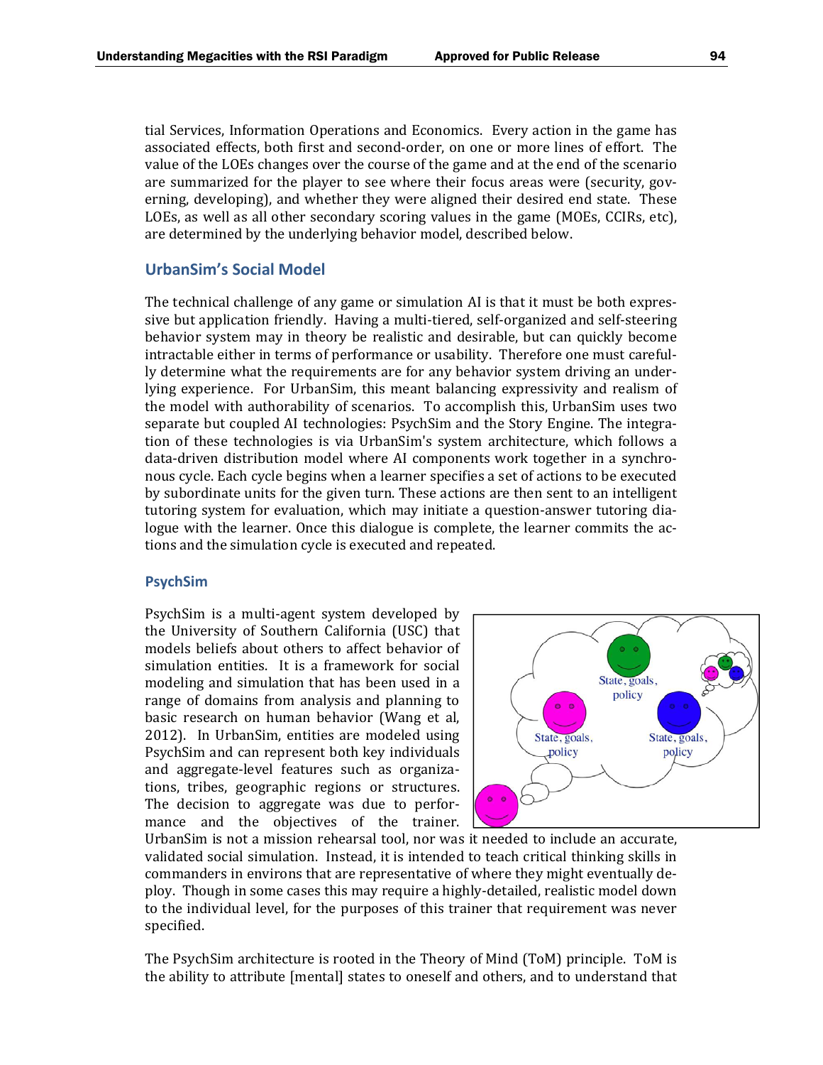tial Services, Information Operations and Economics. Every action in the game has associated effects, both first and second-order, on one or more lines of effort. The value of the LOEs changes over the course of the game and at the end of the scenario are summarized for the player to see where their focus areas were (security, governing, developing), and whether they were aligned their desired end state. These LOEs, as well as all other secondary scoring values in the game (MOEs, CCIRs, etc), are determined by the underlying behavior model, described below.

## UrbanSim's Social Model

The technical challenge of any game or simulation AI is that it must be both expressive but application friendly. Having a multi-tiered, self-organized and self-steering behavior system may in theory be realistic and desirable, but can quickly become intractable either in terms of performance or usability. Therefore one must carefully determine what the requirements are for any behavior system driving an underlying experience. For UrbanSim, this meant balancing expressivity and realism of the model with authorability of scenarios. To accomplish this, UrbanSim uses two separate but coupled AI technologies: PsychSim and the Story Engine. The integration of these technologies is via UrbanSim's system architecture, which follows a data-driven distribution model where AI components work together in a synchronous cycle. Each cycle begins when a learner specifies a set of actions to be executed by subordinate units for the given turn. These actions are then sent to an intelligent tutoring system for evaluation, which may initiate a question-answer tutoring dialogue with the learner. Once this dialogue is complete, the learner commits the actions and the simulation cycle is executed and repeated.

### PsychSim

PsychSim is a multi-agent system developed by the University of Southern California (USC) that models beliefs about others to affect behavior of simulation entities. It is a framework for social modeling and simulation that has been used in a range of domains from analysis and planning to basic research on human behavior (Wang et al, 2012). In UrbanSim, entities are modeled using PsychSim and can represent both key individuals and aggregate-level features such as organizations, tribes, geographic regions or structures. The decision to aggregate was due to performance and the objectives of the trainer. UrbanSim is not a mission rehearsal tool, nor was it needed to include an accurate, validated social simulation. Instead, it is intended to teach critical thinking skills in commanders in environs that are representative of where they might eventually deploy. Though in some cases this may require a highly-detailed, realistic model down to the individual level, for the purposes of this trainer that requirement was never specified.

The PsychSim architecture is rooted in the Theory of Mind (ToM) principle. ToM is the ability to attribute [mental] states to oneself and others, and to understand that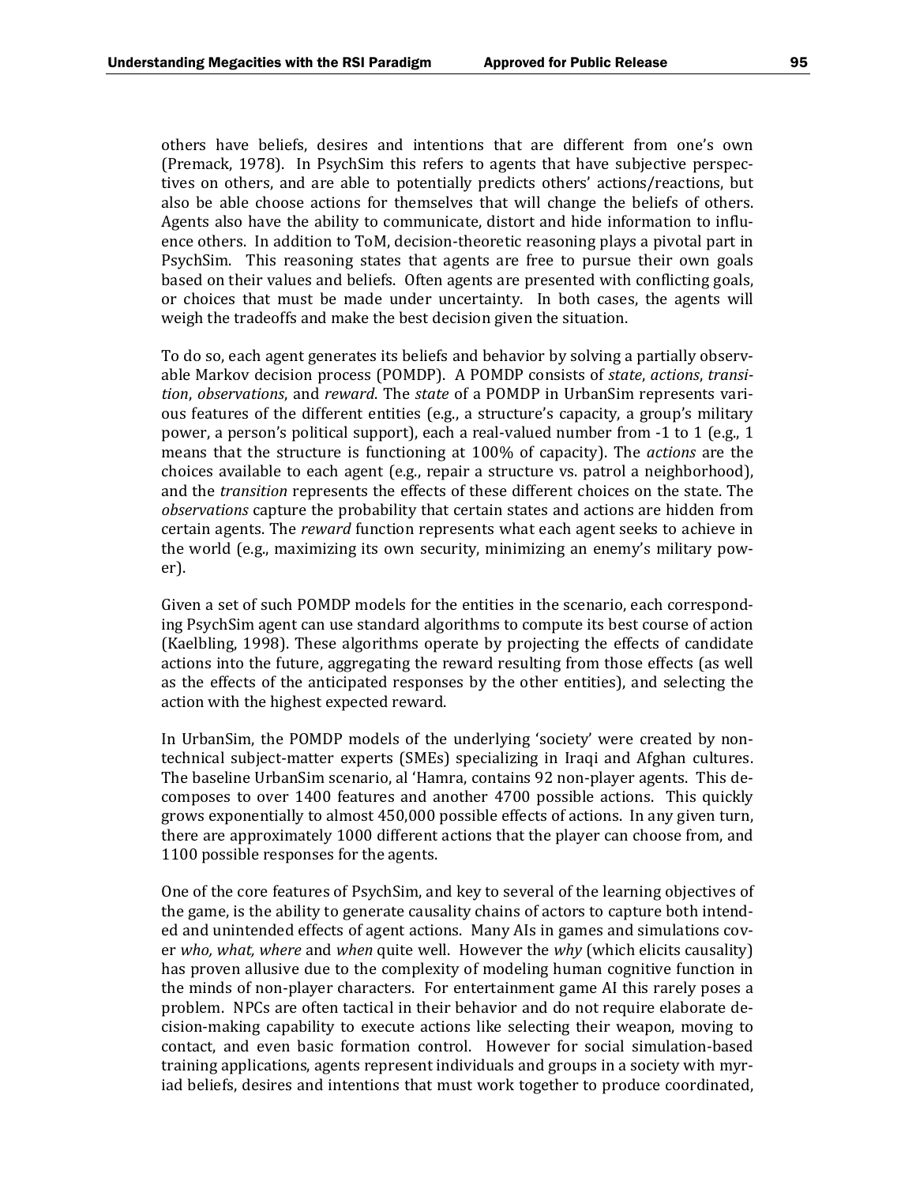others have beliefs, desires and intentions that are different from one's own (Premack, 1978). In PsychSim this refers to agents that have subjective perspectives on others, and are able to potentially predicts others' actions/reactions, but also be able choose actions for themselves that will change the beliefs of others. Agents also have the ability to communicate, distort and hide information to influence others. In addition to ToM, decision-theoretic reasoning plays a pivotal part in PsychSim. This reasoning states that agents are free to pursue their own goals based on their values and beliefs. Often agents are presented with conflicting goals, or choices that must be made under uncertainty. In both cases, the agents will weigh the tradeoffs and make the best decision given the situation.

To do so, each agent generates its beliefs and behavior by solving a partially observable Markov decision process (POMDP). A POMDP consists of *state*, *actions*, *transition*, *observations*, and *reward*. The *state* of a POMDP in UrbanSim represents various features of the different entities (e.g., a structure's capacity, a group's military power, a person's political support), each a real-valued number from -1 to 1 (e.g., 1 means that the structure is functioning at 100% of capacity). The *actions* are the choices available to each agent (e.g., repair a structure vs. patrol a neighborhood), and the *transition* represents the effects of these different choices on the state. The *observations* capture the probability that certain states and actions are hidden from certain agents. The *reward* function represents what each agent seeks to achieve in the world (e.g., maximizing its own security, minimizing an enemy's military power).

Given a set of such POMDP models for the entities in the scenario, each corresponding PsychSim agent can use standard algorithms to compute its best course of action (Kaelbling, 1998). These algorithms operate by projecting the effects of candidate actions into the future, aggregating the reward resulting from those effects (as well as the effects of the anticipated responses by the other entities), and selecting the action with the highest expected reward.

In UrbanSim, the POMDP models of the underlying 'society' were created by non-technical subject-matter experts (SMEs) specializing in Iraqi and Afghan cultures. The baseline UrbanSim scenario, al 'Hamra, contains 92 non-player agents. This decomposes to over 1400 features and another 4700 possible actions. This quickly grows exponentially to almost 450,000 possible effects of actions. In any given turn, there are approximately 1000 different actions that the player can choose from, and 1100 possible responses for the agents.

One of the core features of PsychSim, and key to several of the learning objectives of the game, is the ability to generate causality chains of actors to capture both intended and unintended effects of agent actions. Many AIs in games and simulations cover *who, what, where* and *when* quite well. However the *why* (which elicits causality) has proven allusive due to the complexity of modeling human cognitive function in the minds of non-player characters. For entertainment game AI this rarely poses a problem. NPCs are often tactical in their behavior and do not require elaborate decision-making capability to execute actions like selecting their weapon, moving to contact, and even basic formation control. However for social simulation-based training applications, agents represent individuals and groups in a society with myriad beliefs, desires and intentions that must work together to produce coordinated,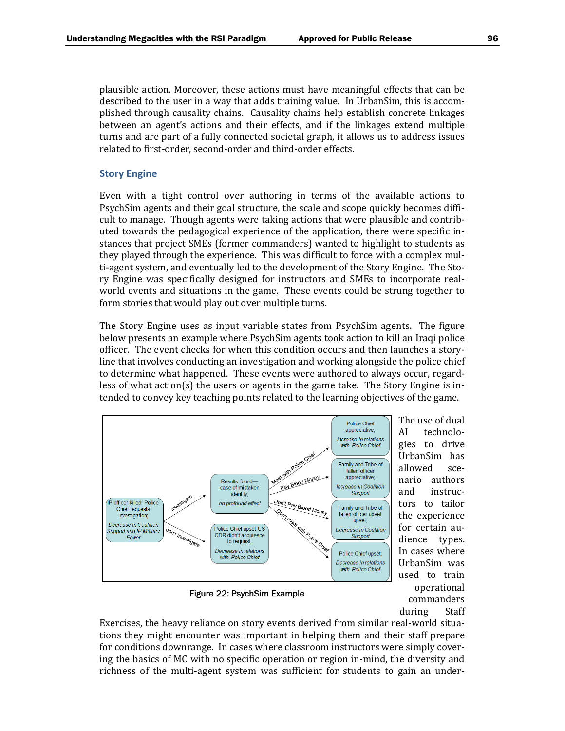plausible action. Moreover, these actions must have meaningful effects that can be described to the user in a way that adds training value. In UrbanSim, this is accomplished through causality chains. Causality chains help establish concrete linkages between an agent's actions and their effects, and if the linkages extend multiple turns and are part of a fully connected societal graph, it allows us to address issues related to first-order, second-order and third-order effects.

### Story Engine

Even with a tight control over authoring in terms of the available actions to PsychSim agents and their goal structure, the scale and scope quickly becomes difficult to manage. Though agents were taking actions that were plausible and contributed towards the pedagogical experience of the application, there were specific instances that project SMEs (former commanders) wanted to highlight to students as they played through the experience. This was difficult to force with a complex multi-agent system, and eventually led to the development of the Story Engine. The Story Engine was specifically designed for instructors and SMEs to incorporate real-world events and situations in the game. These events could be strung together to form stories that would play out over multiple turns.

The Story Engine uses as input variable states from PsychSim agents. The figure below presents an example where PsychSim agents took action to kill an Iraqi police officer. The event checks for when this condition occurs and then launches a storyline that involves conducting an investigation and working alongside the police chief to determine what happened. These events were authored to always occur, regardless of what action(s) the users or agents in the game take. The Story Engine is intended to convey key teaching points related to the learning objectives of the game.

IP officer killed; Police Chief requests investigation; *Decrease in Coalition Support and IP Military Power*

investigate → Results found—case of mistaken identity; *no profound effect*

don't investigate → Police Chief upset US CDR didn't acquiesce to request; *Decrease in relations with Police Chief*

Meet with Police Chief → Police Chief appreciative; *Increase in relations with Police Chief*

Pay Blood Money → Family and Tribe of fallen officer appreciative; *Increase in Coalition Support*

Don't Pay Blood Money → Family and Tribe of fallen officer upset upset; *Decrease in Coalition Support*

Don't meet with Police Chief → Police Chief upset; *Decrease in relations with Police Chief*

Figure 22: PsychSim Example

The use of dual AI technologies to drive UrbanSim has allowed scenario authors and instructors to tailor the experience for certain audience types. In cases where UrbanSim was used to train operational commanders during Staff Exercises, the heavy reliance on story events derived from similar real-world situations they might encounter was important in helping them and their staff prepare for conditions downrange. In cases where classroom instructors were simply covering the basics of MC with no specific operation or region in-mind, the diversity and richness of the multi-agent system was sufficient for students to gain an under-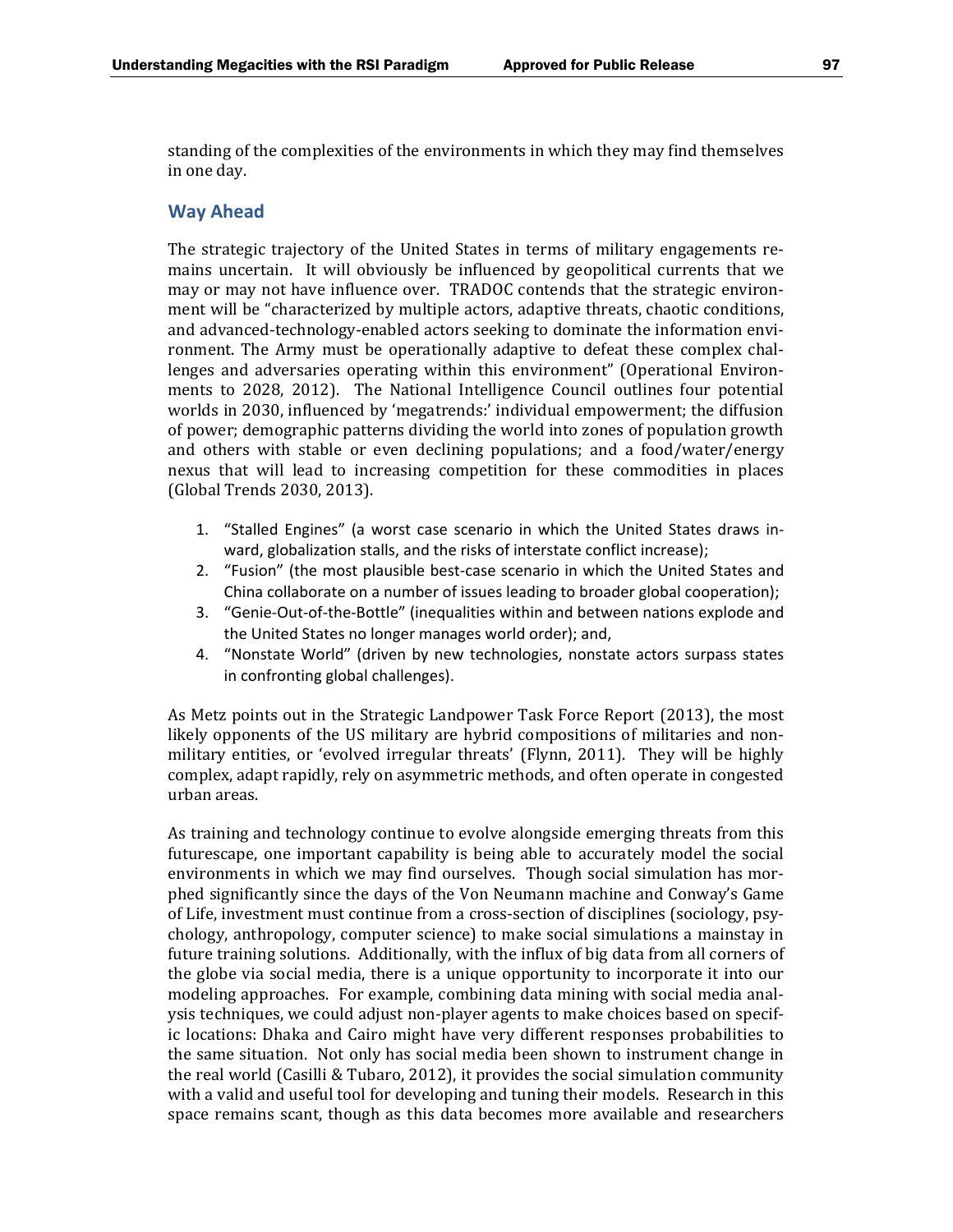standing of the complexities of the environments in which they may find themselves in one day.

## Way Ahead

The strategic trajectory of the United States in terms of military engagements remains uncertain. It will obviously be influenced by geopolitical currents that we may or may not have influence over. TRADOC contends that the strategic environment will be "characterized by multiple actors, adaptive threats, chaotic conditions, and advanced-technology-enabled actors seeking to dominate the information environment. The Army must be operationally adaptive to defeat these complex challenges and adversaries operating within this environment" (Operational Environments to 2028, 2012). The National Intelligence Council outlines four potential worlds in 2030, influenced by 'megatrends:' individual empowerment; the diffusion of power; demographic patterns dividing the world into zones of population growth and others with stable or even declining populations; and a food/water/energy nexus that will lead to increasing competition for these commodities in places (Global Trends 2030, 2013).

1. "Stalled Engines" (a worst case scenario in which the United States draws inward, globalization stalls, and the risks of interstate conflict increase);
2. "Fusion" (the most plausible best-case scenario in which the United States and China collaborate on a number of issues leading to broader global cooperation);
3. "Genie-Out-of-the-Bottle" (inequalities within and between nations explode and the United States no longer manages world order); and,
4. "Nonstate World" (driven by new technologies, nonstate actors surpass states in confronting global challenges).

As Metz points out in the Strategic Landpower Task Force Report (2013), the most likely opponents of the US military are hybrid compositions of militaries and non-military entities, or 'evolved irregular threats' (Flynn, 2011). They will be highly complex, adapt rapidly, rely on asymmetric methods, and often operate in congested urban areas.

As training and technology continue to evolve alongside emerging threats from this futurescape, one important capability is being able to accurately model the social environments in which we may find ourselves. Though social simulation has morphed significantly since the days of the Von Neumann machine and Conway's Game of Life, investment must continue from a cross-section of disciplines (sociology, psychology, anthropology, computer science) to make social simulations a mainstay in future training solutions. Additionally, with the influx of big data from all corners of the globe via social media, there is a unique opportunity to incorporate it into our modeling approaches. For example, combining data mining with social media analysis techniques, we could adjust non-player agents to make choices based on specific locations: Dhaka and Cairo might have very different responses probabilities to the same situation. Not only has social media been shown to instrument change in the real world (Casilli & Tubaro, 2012), it provides the social simulation community with a valid and useful tool for developing and tuning their models. Research in this space remains scant, though as this data becomes more available and researchers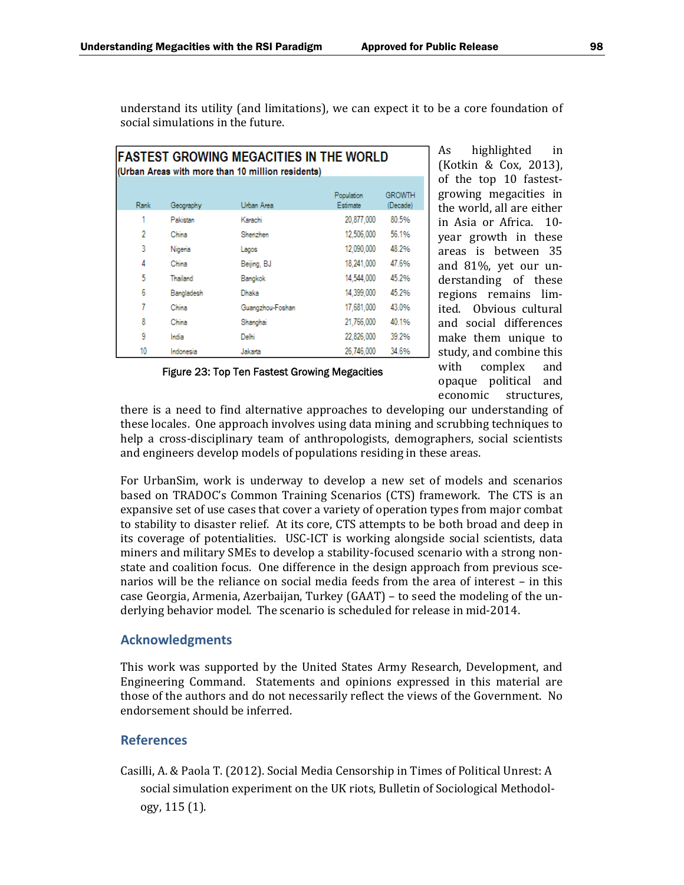understand its utility (and limitations), we can expect it to be a core foundation of social simulations in the future.

**FASTEST GROWING MEGACITIES IN THE WORLD**
(Urban Areas with more than 10 million residents)

| Rank | Geography | Urban Area | Population Estimate | GROWTH (Decade) |
|---|---|---|---|---|
| 1 | Pakistan | Karachi | 20,877,000 | 80.5% |
| 2 | China | Shenzhen | 12,506,000 | 56.1% |
| 3 | Nigeria | Lagos | 12,090,000 | 48.2% |
| 4 | China | Beijing, BJ | 18,241,000 | 47.6% |
| 5 | Thailand | Bangkok | 14,544,000 | 45.2% |
| 6 | Bangladesh | Dhaka | 14,399,000 | 45.2% |
| 7 | China | Guangzhou-Foshan | 17,681,000 | 43.0% |
| 8 | China | Shanghai | 21,766,000 | 40.1% |
| 9 | India | Delhi | 22,826,000 | 39.2% |
| 10 | Indonesia | Jakarta | 26,746,000 | 34.6% |

Figure 23: Top Ten Fastest Growing Megacities

As highlighted in (Kotkin & Cox, 2013), of the top 10 fastest-growing megacities in the world, all are either in Asia or Africa. 10-year growth in these areas is between 35 and 81%, yet our understanding of these regions remains limited. Obvious cultural and social differences make them unique to study, and combine this with complex and opaque political and economic structures, there is a need to find alternative approaches to developing our understanding of these locales. One approach involves using data mining and scrubbing techniques to help a cross-disciplinary team of anthropologists, demographers, social scientists and engineers develop models of populations residing in these areas.

For UrbanSim, work is underway to develop a new set of models and scenarios based on TRADOC's Common Training Scenarios (CTS) framework. The CTS is an expansive set of use cases that cover a variety of operation types from major combat to stability to disaster relief. At its core, CTS attempts to be both broad and deep in its coverage of potentialities. USC-ICT is working alongside social scientists, data miners and military SMEs to develop a stability-focused scenario with a strong non-state and coalition focus. One difference in the design approach from previous scenarios will be the reliance on social media feeds from the area of interest – in this case Georgia, Armenia, Azerbaijan, Turkey (GAAT) – to seed the modeling of the underlying behavior model. The scenario is scheduled for release in mid-2014.

## Acknowledgments

This work was supported by the United States Army Research, Development, and Engineering Command. Statements and opinions expressed in this material are those of the authors and do not necessarily reflect the views of the Government. No endorsement should be inferred.

## References

Casilli, A. & Paola T. (2012). Social Media Censorship in Times of Political Unrest: A social simulation experiment on the UK riots, Bulletin of Sociological Methodology, 115 (1).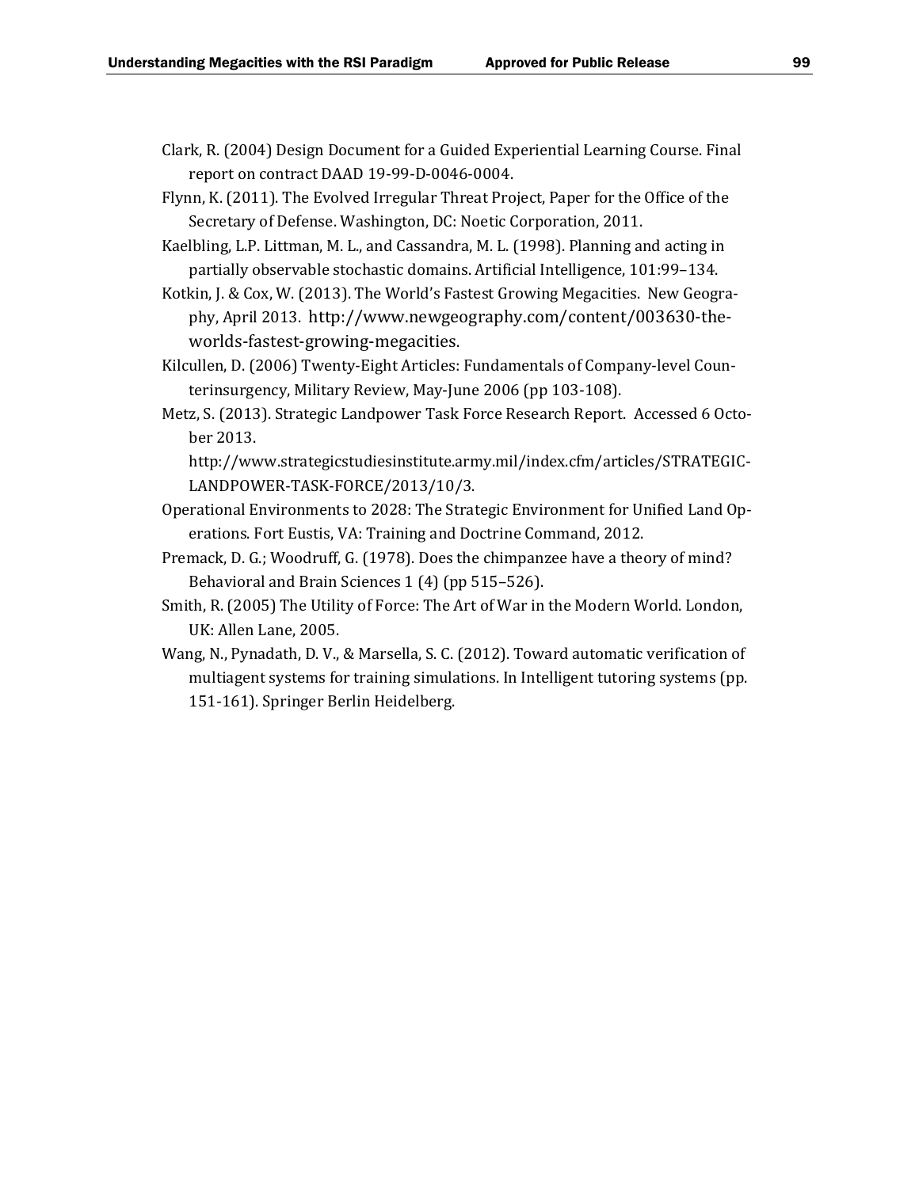Clark, R. (2004) Design Document for a Guided Experiential Learning Course. Final report on contract DAAD 19-99-D-0046-0004.

Flynn, K. (2011). The Evolved Irregular Threat Project, Paper for the Office of the Secretary of Defense. Washington, DC: Noetic Corporation, 2011.

Kaelbling, L.P. Littman, M. L., and Cassandra, M. L. (1998). Planning and acting in partially observable stochastic domains. Artificial Intelligence, 101:99–134.

Kotkin, J. & Cox, W. (2013). The World's Fastest Growing Megacities. New Geography, April 2013. http://www.newgeography.com/content/003630-the-worlds-fastest-growing-megacities.

Kilcullen, D. (2006) Twenty-Eight Articles: Fundamentals of Company-level Counterinsurgency, Military Review, May-June 2006 (pp 103-108).

Metz, S. (2013). Strategic Landpower Task Force Research Report. Accessed 6 October 2013. http://www.strategicstudiesinstitute.army.mil/index.cfm/articles/STRATEGIC-LANDPOWER-TASK-FORCE/2013/10/3.

Operational Environments to 2028: The Strategic Environment for Unified Land Operations. Fort Eustis, VA: Training and Doctrine Command, 2012.

Premack, D. G.; Woodruff, G. (1978). Does the chimpanzee have a theory of mind? Behavioral and Brain Sciences 1 (4) (pp 515–526).

Smith, R. (2005) The Utility of Force: The Art of War in the Modern World. London, UK: Allen Lane, 2005.

Wang, N., Pynadath, D. V., & Marsella, S. C. (2012). Toward automatic verification of multiagent systems for training simulations. In Intelligent tutoring systems (pp. 151-161). Springer Berlin Heidelberg.